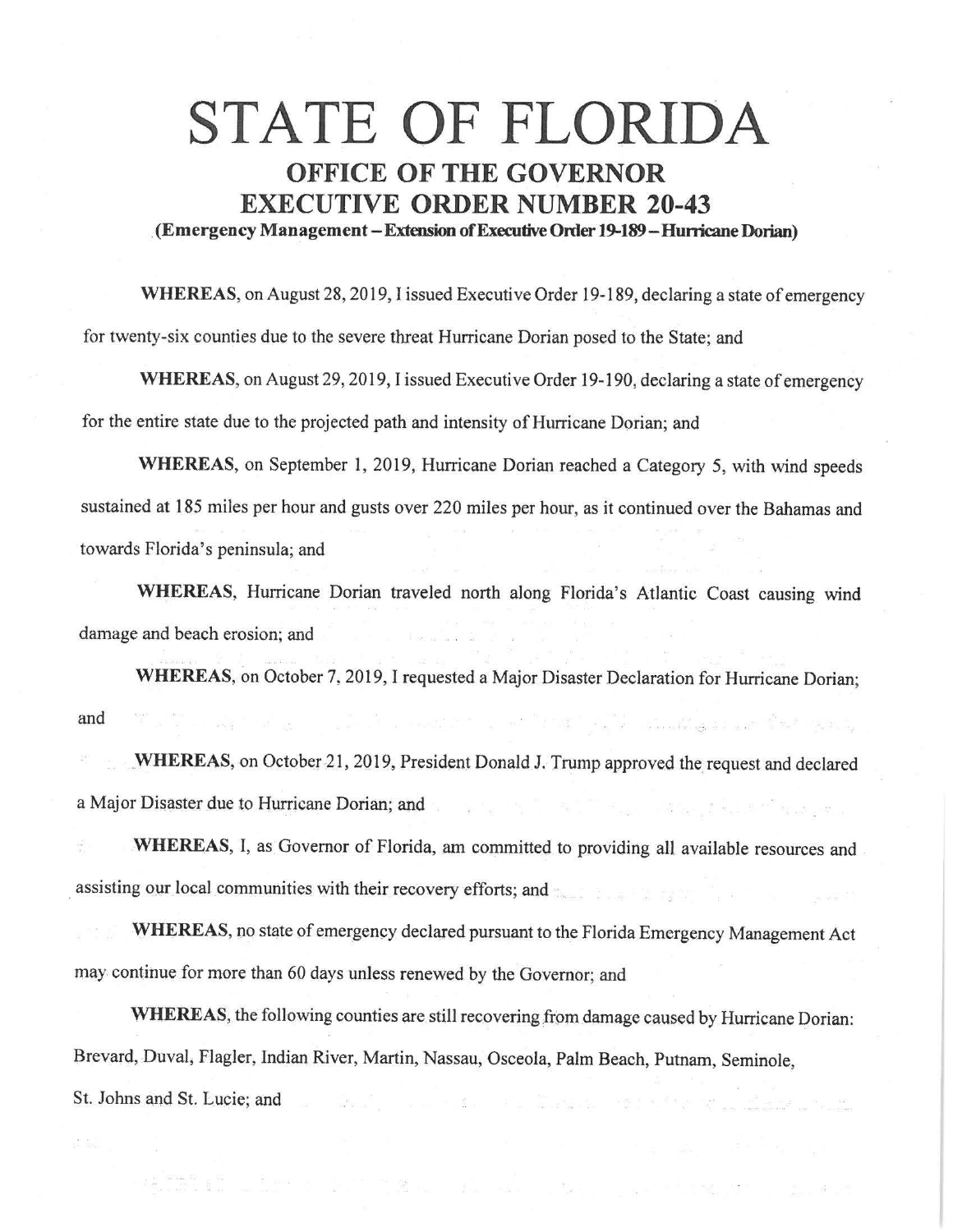# STATE OF FLORIDA

## OFFICE OF THE GOVERNOR

## EXECUTIVE ORDER NUMBER 20-43

**(Emergency Management – Extension of Executive Order 19-189 – Hurricane Dorian)**

**WHEREAS**, on August 28, 2019, I issued Executive Order 19-189, declaring a state of emergency for twenty-six counties due to the severe threat Hurricane Dorian posed to the State; and

**WHEREAS**, on August 29, 2019, I issued Executive Order 19-190, declaring a state of emergency for the entire state due to the projected path and intensity of Hurricane Dorian; and

**WHEREAS**, on September 1, 2019, Hurricane Dorian reached a Category 5, with wind speeds sustained at 185 miles per hour and gusts over 220 miles per hour, as it continued over the Bahamas and towards Florida's peninsula; and

**WHEREAS**, Hurricane Dorian traveled north along Florida's Atlantic Coast causing wind damage and beach erosion; and

**WHEREAS**, on October 7, 2019, I requested a Major Disaster Declaration for Hurricane Dorian; and

**WHEREAS**, on October 21, 2019, President Donald J. Trump approved the request and declared a Major Disaster due to Hurricane Dorian; and

**WHEREAS**, I, as Governor of Florida, am committed to providing all available resources and assisting our local communities with their recovery efforts; and

**WHEREAS**, no state of emergency declared pursuant to the Florida Emergency Management Act may continue for more than 60 days unless renewed by the Governor; and

**WHEREAS**, the following counties are still recovering from damage caused by Hurricane Dorian: Brevard, Duval, Flagler, Indian River, Martin, Nassau, Osceola, Palm Beach, Putnam, Seminole, St. Johns and St. Lucie; and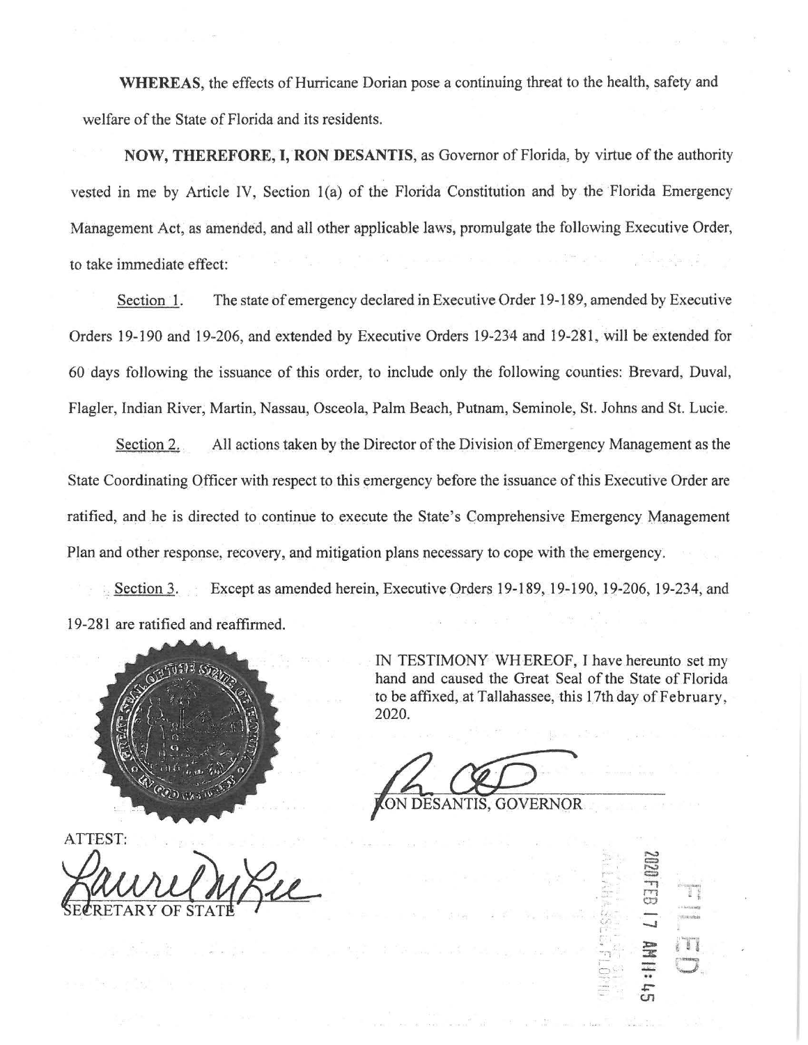**WHEREAS**, the effects of Hurricane Dorian pose a continuing threat to the health, safety and welfare of the State of Florida and its residents.

**NOW, THEREFORE, I, RON DESANTIS**, as Governor of Florida, by virtue of the authority vested in me by Article IV, Section 1(a) of the Florida Constitution and by the Florida Emergency Management Act, as amended, and all other applicable laws, promulgate the following Executive Order, to take immediate effect:

Section 1. The state of emergency declared in Executive Order 19-189, amended by Executive Orders 19-190 and 19-206, and extended by Executive Orders 19-234 and 19-281, will be extended for 60 days following the issuance of this order, to include only the following counties: Brevard, Duval, Flagler, Indian River, Martin, Nassau, Osceola, Palm Beach, Putnam, Seminole, St. Johns and St. Lucie.

Section 2. All actions taken by the Director of the Division of Emergency Management as the State Coordinating Officer with respect to this emergency before the issuance of this Executive Order are ratified, and he is directed to continue to execute the State's Comprehensive Emergency Management Plan and other response, recovery, and mitigation plans necessary to cope with the emergency.

Section 3. Except as amended herein, Executive Orders 19-189, 19-190, 19-206, 19-234, and 19-281 are ratified and reaffirmed.

IN TESTIMONY WHEREOF, I have hereunto set my hand and caused the Great Seal of the State of Florida to be affixed, at Tallahassee, this 17th day of February, 2020.

RON DESANTIS, GOVERNOR

ATTEST:

SECRETARY OF STATE

FILED
2020 FEB 17 AM 11:45